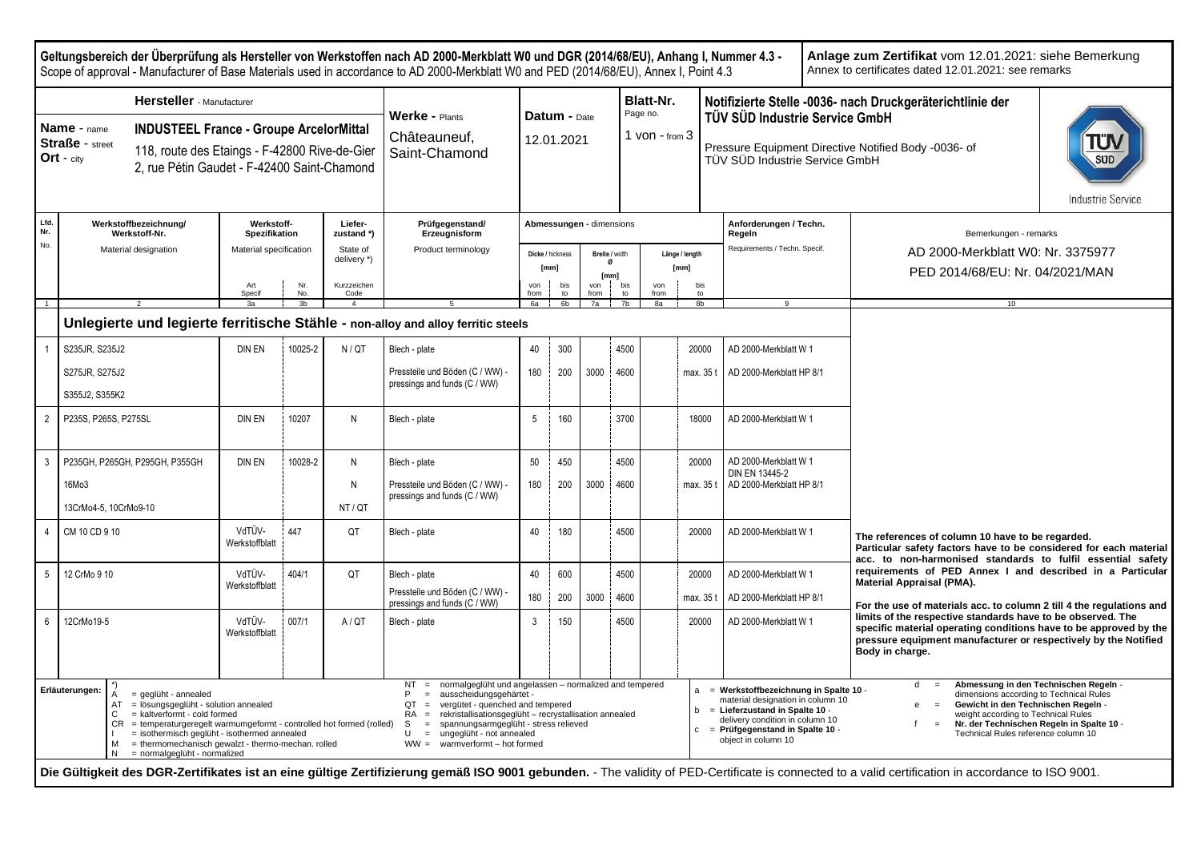**Geltungsbereich der Überprüfung als Hersteller von Werkstoffen nach AD 2000-Merkblatt W0 und DGR (2014/68/EU), Anhang I, Nummer 4.3 -**
Scope of approval - Manufacturer of Base Materials used in accordance to AD 2000-Merkblatt W0 and PED (2014/68/EU), Annex I, Point 4.3

**Anlage zum Zertifikat** vom 12.01.2021: siehe Bemerkung
Annex to certificates dated 12.01.2021: see remarks

| **Hersteller** - Manufacturer | | **Werke** - Plants | **Datum** - Date | **Blatt-Nr.** Page no. | **Notifizierte Stelle -0036- nach Druckgeräterichtlinie der TÜV SÜD Industrie Service GmbH** |
|---|---|---|---|---|---|
| **Name** - name | **INDUSTEEL France - Groupe ArcelorMittal** | Châteauneuf, Saint-Chamond | 12.01.2021 | 1 von - from 3 | Pressure Equipment Directive Notified Body -0036- of TÜV SÜD Industrie Service GmbH |
| **Straße** - street | 118, route des Etaings - F-42800 Rive-de-Gier | | | | |
| **Ort** - city | 2, rue Pétin Gaudet - F-42400 Saint-Chamond | | | | |

| Lfd. Nr. No. | Werkstoffbezeichnung/ Werkstoff-Nr. Material designation | Werkstoff-Spezifikation Material specification Art Specif | Nr. No. | Liefer-zustand *) State of delivery *) Kurzzeichen Code | Prüfgegenstand/ Erzeugnisform Product terminology | Dicke / thickness [mm] von from | bis to | Breite / width Ø [mm] von from | bis to | Länge / length [mm] von from | bis to | Anforderungen / Techn. Regeln Requirements / Techn. Specif. | Bemerkungen - remarks AD 2000-Merkblatt W0: Nr. 3375977 PED 2014/68/EU: Nr. 04/2021/MAN |
|---|---|---|---|---|---|---|---|---|---|---|---|---|---|
| 1 | 2 | 3a | 3b | 4 | 5 | 6a | 6b | 7a | 7b | 8a | 8b | 9 | 10 |
| | **Unlegierte und legierte ferritische Stähle - non-alloy and alloy ferritic steels** | | | | | | | | | | | | |
| 1 | S235JR, S235J2 | DIN EN | 10025-2 | N / QT | Blech - plate | 40 | 300 | | 4500 | | 20000 | AD 2000-Merkblatt W 1 | |
| | S275JR, S275J2 | | | | Pressteile und Böden (C / WW) - pressings and funds (C / WW) | 180 | 200 | 3000 | 4600 | | max. 35 t | AD 2000-Merkblatt HP 8/1 | |
| | S355J2, S355K2 | | | | | | | | | | | | |
| 2 | P235S, P265S, P275SL | DIN EN | 10207 | N | Blech - plate | 5 | 160 | | 3700 | | 18000 | AD 2000-Merkblatt W 1 | |
| 3 | P235GH, P265GH, P295GH, P355GH | DIN EN | 10028-2 | N | Blech - plate | 50 | 450 | | 4500 | | 20000 | AD 2000-Merkblatt W 1 DIN EN 13445-2 | |
| | 16Mo3 | | | N | Pressteile und Böden (C / WW) - pressings and funds (C / WW) | 180 | 200 | 3000 | 4600 | | max. 35 t | AD 2000-Merkblatt HP 8/1 | |
| | 13CrMo4-5, 10CrMo9-10 | | | NT / QT | | | | | | | | | |
| 4 | CM 10 CD 9 10 | VdTÜV-Werkstoffblatt | 447 | QT | Blech - plate | 40 | 180 | | 4500 | | 20000 | AD 2000-Merkblatt W 1 | **The references of column 10 have to be regarded. Particular safety factors have to be considered for each material acc. to non-harmonised standards to fulfil essential safety requirements of PED Annex I and described in a Particular Material Appraisal (PMA).** |
| 5 | 12 CrMo 9 10 | VdTÜV-Werkstoffblatt | 404/1 | QT | Blech - plate | 40 | 600 | | 4500 | | 20000 | AD 2000-Merkblatt W 1 | **For the use of materials acc. to column 2 till 4 the regulations and limits of the respective standards have to be observed. The specific material operating conditions have to be approved by the pressure equipment manufacturer or respectively by the Notified Body in charge.** |
| | | | | | Pressteile und Böden (C / WW) - pressings and funds (C / WW) | 180 | 200 | 3000 | 4600 | | max. 35 t | AD 2000-Merkblatt HP 8/1 | |
| 6 | 12CrMo19-5 | VdTÜV-Werkstoffblatt | 007/1 | A / QT | Blech - plate | 3 | 150 | | 4500 | | 20000 | AD 2000-Merkblatt W 1 | |

**Erläuterungen:** *)

- A = geglüht - annealed
- AT = lösungsgeglüht - solution annealed
- C = kaltverformt - cold formed
- CR = temperaturgeregelt warmumgeformt - controlled hot formed (rolled)
- I = isothermisch geglüht - isothermed annealed
- M = thermomechanisch gewalzt - thermo-mechan. rolled
- N = normalgeglüht - normalized
- NT = normalgeglüht und angelassen – normalized and tempered
- P = ausscheidungsgehärtet -
- QT = vergütet - quenched and tempered
- RA = rekristallisationsgeglüht – recrystallisation annealed
- S = spannungsarmgeglüht - stress relieved
- U = ungeglüht - not annealed
- WW = warmverformt – hot formed

- a = **Werkstoffbezeichnung in Spalte 10** - material designation in column 10
- b = **Lieferzustand in Spalte 10** - delivery condition in column 10
- c = **Prüfgegenstand in Spalte 10** - object in column 10
- d = **Abmessung in den Technischen Regeln** - dimensions according to Technical Rules
- e = **Gewicht in den Technischen Regeln** - weight according to Technical Rules
- f = **Nr. der Technischen Regeln in Spalte 10** - Technical Rules reference column 10

**Die Gültigkeit des DGR-Zertifikates ist an eine gültige Zertifizierung gemäß ISO 9001 gebunden.** - The validity of PED-Certificate is connected to a valid certification in accordance to ISO 9001.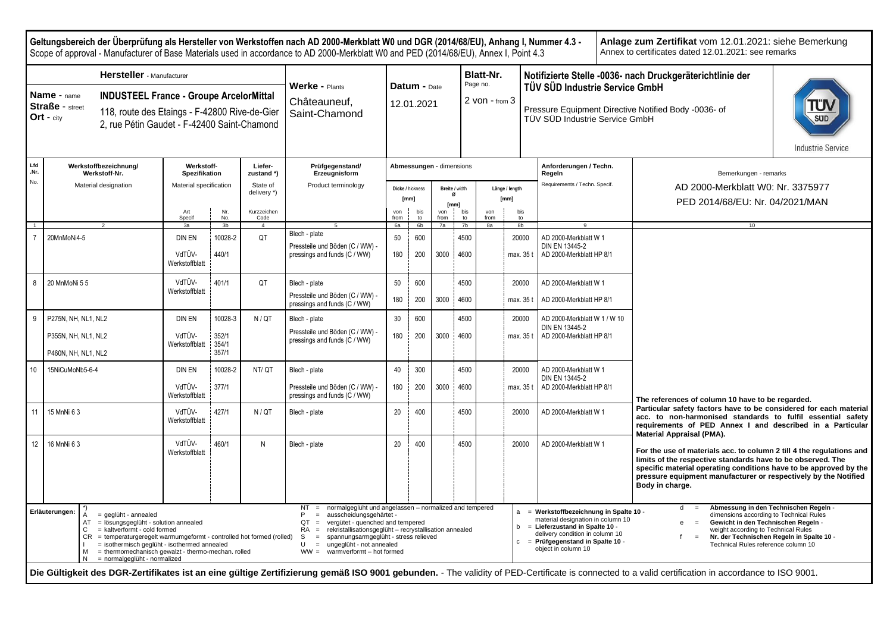**Geltungsbereich der Überprüfung als Hersteller von Werkstoffen nach AD 2000-Merkblatt W0 und DGR (2014/68/EU), Anhang I, Nummer 4.3 -**
Scope of approval - Manufacturer of Base Materials used in accordance to AD 2000-Merkblatt W0 and PED (2014/68/EU), Annex I, Point 4.3

**Anlage zum Zertifikat** vom 12.01.2021: siehe Bemerkung
Annex to certificates dated 12.01.2021: see remarks

| **Hersteller** - Manufacturer | | **Werke** - Plants | **Datum** - Date | **Blatt-Nr.** Page no. | **Notifizierte Stelle -0036- nach Druckgeräterichtlinie der TÜV SÜD Industrie Service GmbH** |
|---|---|---|---|---|---|
| **Name** - name | **INDUSTEEL France - Groupe ArcelorMittal** | Châteauneuf, Saint-Chamond | 12.01.2021 | 2 von - from 3 | Pressure Equipment Directive Notified Body -0036- of TÜV SÜD Industrie Service GmbH |
| **Straße** - street | 118, route des Etaings - F-42800 Rive-de-Gier | | | | |
| **Ort** - city | 2, rue Pétin Gaudet - F-42400 Saint-Chamond | | | | |

| Lfd .Nr. No. | Werkstoffbezeichnung/ Werkstoff-Nr. Material designation | Werkstoff-Spezifikation Material specification Art Specif | Nr. No. | Liefer-zustand *) State of delivery *) Kurzzeichen Code | Prüfgegenstand/ Erzeugnisform Product terminology | Dicke / thickness [mm] von from | bis to | Breite / width Ø [mm] von from | bis to | Länge / length [mm] von from | bis to | Anforderungen / Techn. Regeln Requirements / Techn. Specif. | Bemerkungen - remarks |
|---|---|---|---|---|---|---|---|---|---|---|---|---|---|
| 1 | 2 | 3a | 3b | 4 | 5 | 6a | 6b | 7a | 7b | 8a | 8b | 9 | 10 |
| 7 | 20MnMoNi4-5 | DIN EN | 10028-2 | QT | Blech - plate | 50 | 600 | | 4500 | | 20000 | AD 2000-Merkblatt W 1 DIN EN 13445-2 | AD 2000-Merkblatt W0: Nr. 3375977 PED 2014/68/EU: Nr. 04/2021/MAN |
| | | VdTÜV-Werkstoffblatt | 440/1 | | Pressteile und Böden (C / WW) - pressings and funds (C / WW) | 180 | 200 | 3000 | 4600 | | max. 35 t | AD 2000-Merkblatt HP 8/1 | |
| 8 | 20 MnMoNi 5 5 | VdTÜV-Werkstoffblatt | 401/1 | QT | Blech - plate | 50 | 600 | | 4500 | | 20000 | AD 2000-Merkblatt W 1 | |
| | | | | | Pressteile und Böden (C / WW) - pressings and funds (C / WW) | 180 | 200 | 3000 | 4600 | | max. 35 t | AD 2000-Merkblatt HP 8/1 | |
| 9 | P275NH, NH, NL1, NL2 | DIN EN | 10028-3 | N / QT | Blech - plate | 30 | 600 | | 4500 | | 20000 | AD 2000-Merkblatt W 1 / W 10 DIN EN 13445-2 | |
| | P355NH, NH, NL1, NL2 | VdTÜV-Werkstoffblatt | 352/1 354/1 357/1 | | Pressteile und Böden (C / WW) - pressings and funds (C / WW) | 180 | 200 | 3000 | 4600 | | max. 35 t | AD 2000-Merkblatt HP 8/1 | |
| | P460NH, NH, NL1, NL2 | | | | | | | | | | | | |
| 10 | 15NiCuMoNb5-6-4 | DIN EN | 10028-2 | NT/ QT | Blech - plate | 40 | 300 | | 4500 | | 20000 | AD 2000-Merkblatt W 1 DIN EN 13445-2 | |
| | | VdTÜV-Werkstoffblatt | 377/1 | | Pressteile und Böden (C / WW) - pressings and funds (C / WW) | 180 | 200 | 3000 | 4600 | | max. 35 t | AD 2000-Merkblatt HP 8/1 | **The references of column 10 have to be regarded.** **Particular safety factors have to be considered for each material acc. to non-harmonised standards to fulfil essential safety requirements of PED Annex I and described in a Particular Material Appraisal (PMA).** |
| 11 | 15 MnNi 6 3 | VdTÜV-Werkstoffblatt | 427/1 | N / QT | Blech - plate | 20 | 400 | | 4500 | | 20000 | AD 2000-Merkblatt W 1 | |
| 12 | 16 MnNi 6 3 | VdTÜV-Werkstoffblatt | 460/1 | N | Blech - plate | 20 | 400 | | 4500 | | 20000 | AD 2000-Merkblatt W 1 | **For the use of materials acc. to column 2 till 4 the regulations and limits of the respective standards have to be observed. The specific material operating conditions have to be approved by the pressure equipment manufacturer or respectively by the Notified Body in charge.** |

**Erläuterungen:** *)
- A = geglüht - annealed
- AT = lösungsgeglüht - solution annealed
- C = kaltverformt - cold formed
- CR = temperaturgeregelt warmumgeformt - controlled hot formed (rolled)
- I = isothermisch geglüht - isothermed annealed
- M = thermomechanisch gewalzt - thermo-mechan. rolled
- N = normalgeglüht - normalized
- NT = normalgeglüht und angelassen – normalized and tempered
- P = ausscheidungsgehärtet -
- QT = vergütet - quenched and tempered
- RA = rekristallisationsgeglüht – recrystallisation annealed
- S = spannungsarmgeglüht - stress relieved
- U = ungeglüht - not annealed
- WW = warmverformt – hot formed

- a = **Werkstoffbezeichnung in Spalte 10** - material designation in column 10
- b = **Lieferzustand in Spalte 10** - delivery condition in column 10
- c = **Prüfgegenstand in Spalte 10** - object in column 10
- d = **Abmessung in den Technischen Regeln** - dimensions according to Technical Rules
- e = **Gewicht in den Technischen Regeln** - weight according to Technical Rules
- f = **Nr. der Technischen Regeln in Spalte 10** - Technical Rules reference column 10

**Die Gültigkeit des DGR-Zertifikates ist an eine gültige Zertifizierung gemäß ISO 9001 gebunden.** - The validity of PED-Certificate is connected to a valid certification in accordance to ISO 9001.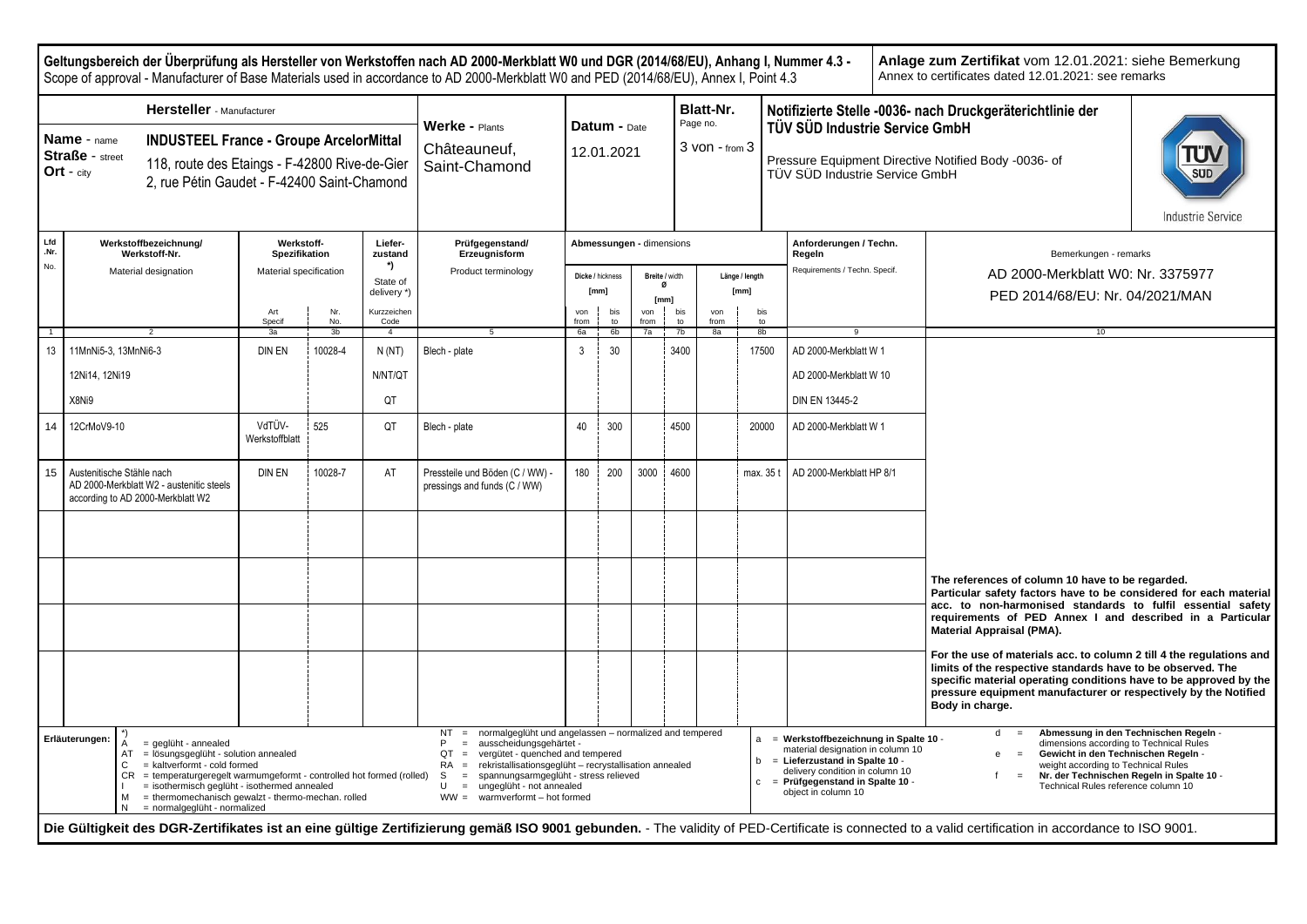**Geltungsbereich der Überprüfung als Hersteller von Werkstoffen nach AD 2000-Merkblatt W0 und DGR (2014/68/EU), Anhang I, Nummer 4.3 -**
Scope of approval - Manufacturer of Base Materials used in accordance to AD 2000-Merkblatt W0 and PED (2014/68/EU), Annex I, Point 4.3

**Anlage zum Zertifikat** vom 12.01.2021: siehe Bemerkung
Annex to certificates dated 12.01.2021: see remarks

| **Hersteller** - Manufacturer | | **Werke** - Plants | **Datum** - Date | **Blatt-Nr.** Page no. |
|---|---|---|---|---|
| **Name** - name | **INDUSTEEL France - Groupe ArcelorMittal** | Châteauneuf, Saint-Chamond | 12.01.2021 | 3 von - from 3 |
| **Straße** - street **Ort** - city | 118, route des Etaings - F-42800 Rive-de-Gier<br>2, rue Pétin Gaudet - F-42400 Saint-Chamond | | | |

**Notifizierte Stelle -0036- nach Druckgeräterichtlinie der TÜV SÜD Industrie Service GmbH**
Pressure Equipment Directive Notified Body -0036- of TÜV SÜD Industrie Service GmbH

| Lfd .Nr. No. | Werkstoffbezeichnung/ Werkstoff-Nr. Material designation | Werkstoff-Spezifikation Material specification Art Specif | Nr. No. | Liefer-zustand *) State of delivery *) Kurzzeichen Code | Prüfgegenstand/ Erzeugnisform Product terminology | Dicke / thickness [mm] von from | bis to | Breite / width Ø [mm] von from | bis to | Länge / length [mm] von from | bis to | Anforderungen / Techn. Regeln Requirements / Techn. Specif. | Bemerkungen - remarks |
|---|---|---|---|---|---|---|---|---|---|---|---|---|---|
| 1 | 2 | 3a | 3b | 4 | 5 | 6a | 6b | 7a | 7b | 8a | 8b | 9 | 10 |
| 13 | 11MnNi5-3, 13MnNi6-3 | DIN EN | 10028-4 | N (NT) | Blech - plate | 3 | 30 | | 3400 | | 17500 | AD 2000-Merkblatt W 1 | AD 2000-Merkblatt W0: Nr. 3375977<br>PED 2014/68/EU: Nr. 04/2021/MAN |
| | 12Ni14, 12Ni19 | | | N/NT/QT | | | | | | | | AD 2000-Merkblatt W 10 | |
| | X8Ni9 | | | QT | | | | | | | | DIN EN 13445-2 | |
| 14 | 12CrMoV9-10 | VdTÜV-Werkstoffblatt | 525 | QT | Blech - plate | 40 | 300 | | 4500 | | 20000 | AD 2000-Merkblatt W 1 | |
| 15 | Austenitische Stähle nach AD 2000-Merkblatt W2 - austenitic steels according to AD 2000-Merkblatt W2 | DIN EN | 10028-7 | AT | Pressteile und Böden (C / WW) - pressings and funds (C / WW) | 180 | 200 | 3000 | 4600 | | max. 35 t | AD 2000-Merkblatt HP 8/1 | |

**The references of column 10 have to be regarded. Particular safety factors have to be considered for each material acc. to non-harmonised standards to fulfil essential safety requirements of PED Annex I and described in a Particular Material Appraisal (PMA).**

**For the use of materials acc. to column 2 till 4 the regulations and limits of the respective standards have to be observed. The specific material operating conditions have to be approved by the pressure equipment manufacturer or respectively by the Notified Body in charge.**

**Erläuterungen:** *)
- A = geglüht - annealed
- AT = lösungsgeglüht - solution annealed
- C = kaltverformt - cold formed
- CR = temperaturgeregelt warmumgeformt - controlled hot formed (rolled)
- I = isothermisch geglüht - isothermed annealed
- M = thermomechanisch gewalzt - thermo-mechan. rolled
- N = normalgeglüht - normalized
- NT = normalgeglüht und angelassen – normalized and tempered
- P = ausscheidungsgehärtet -
- QT = vergütet - quenched and tempered
- RA = rekristallisationsgeglüht – recrystallisation annealed
- S = spannungsarmgeglüht - stress relieved
- U = ungeglüht - not annealed
- WW = warmverformt – hot formed

- a = **Werkstoffbezeichnung in Spalte 10** - material designation in column 10
- b = **Lieferzustand in Spalte 10** - delivery condition in column 10
- c = **Prüfgegenstand in Spalte 10** - object in column 10
- d = **Abmessung in den Technischen Regeln** - dimensions according to Technical Rules
- e = **Gewicht in den Technischen Regeln** - weight according to Technical Rules
- f = **Nr. der Technischen Regeln in Spalte 10** - Technical Rules reference column 10

**Die Gültigkeit des DGR-Zertifikates ist an eine gültige Zertifizierung gemäß ISO 9001 gebunden.** - The validity of PED-Certificate is connected to a valid certification in accordance to ISO 9001.